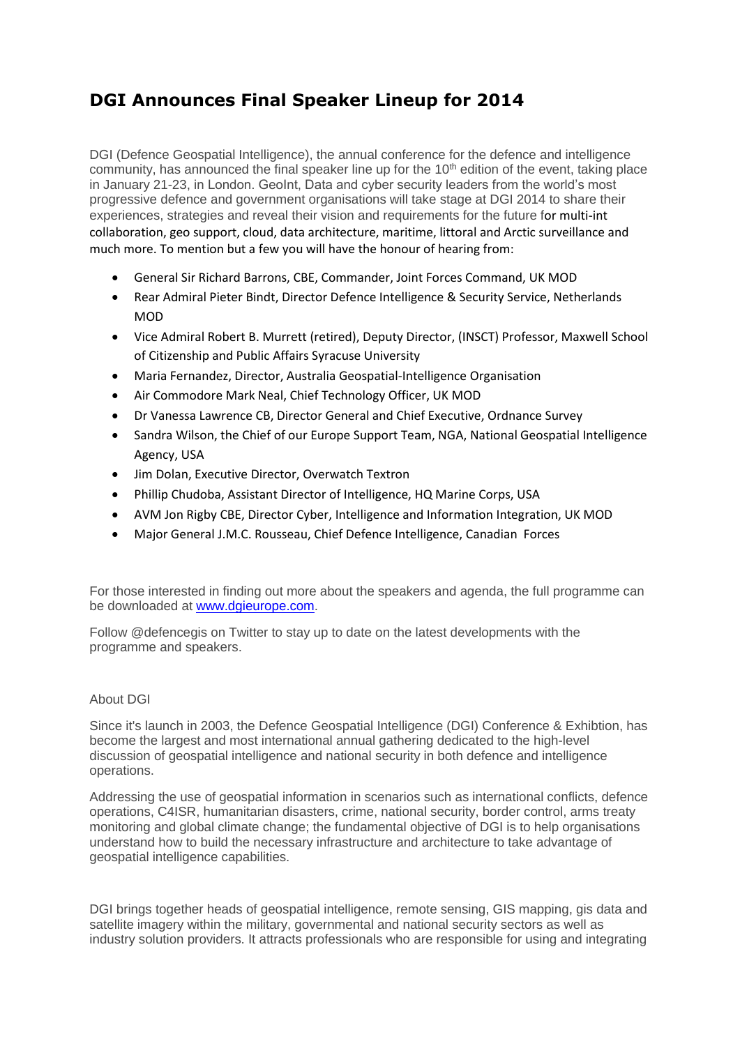# DGI Announces Final Speaker Lineup for 2014

DGI (Defence Geospatial Intelligence), the annual conference for the defence and intelligence community, has announced the final speaker line up for the 10th edition of the event, taking place in January 21-23, in London. GeoInt, Data and cyber security leaders from the world's most progressive defence and government organisations will take stage at DGI 2014 to share their experiences, strategies and reveal their vision and requirements for the future for multi-int collaboration, geo support, cloud, data architecture, maritime, littoral and Arctic surveillance and much more. To mention but a few you will have the honour of hearing from:

- General Sir Richard Barrons, CBE, Commander, Joint Forces Command, UK MOD
- Rear Admiral Pieter Bindt, Director Defence Intelligence & Security Service, Netherlands MOD
- Vice Admiral Robert B. Murrett (retired), Deputy Director, (INSCT) Professor, Maxwell School of Citizenship and Public Affairs Syracuse University
- Maria Fernandez, Director, Australia Geospatial-Intelligence Organisation
- Air Commodore Mark Neal, Chief Technology Officer, UK MOD
- Dr Vanessa Lawrence CB, Director General and Chief Executive, Ordnance Survey
- Sandra Wilson, the Chief of our Europe Support Team, NGA, National Geospatial Intelligence Agency, USA
- Jim Dolan, Executive Director, Overwatch Textron
- Phillip Chudoba, Assistant Director of Intelligence, HQ Marine Corps, USA
- AVM Jon Rigby CBE, Director Cyber, Intelligence and Information Integration, UK MOD
- Major General J.M.C. Rousseau, Chief Defence Intelligence, Canadian Forces

For those interested in finding out more about the speakers and agenda, the full programme can be downloaded at www.dgieurope.com.

Follow @defencegis on Twitter to stay up to date on the latest developments with the programme and speakers.

About DGI

Since it's launch in 2003, the Defence Geospatial Intelligence (DGI) Conference & Exhibtion, has become the largest and most international annual gathering dedicated to the high-level discussion of geospatial intelligence and national security in both defence and intelligence operations.

Addressing the use of geospatial information in scenarios such as international conflicts, defence operations, C4ISR, humanitarian disasters, crime, national security, border control, arms treaty monitoring and global climate change; the fundamental objective of DGI is to help organisations understand how to build the necessary infrastructure and architecture to take advantage of geospatial intelligence capabilities.

DGI brings together heads of geospatial intelligence, remote sensing, GIS mapping, gis data and satellite imagery within the military, governmental and national security sectors as well as industry solution providers. It attracts professionals who are responsible for using and integrating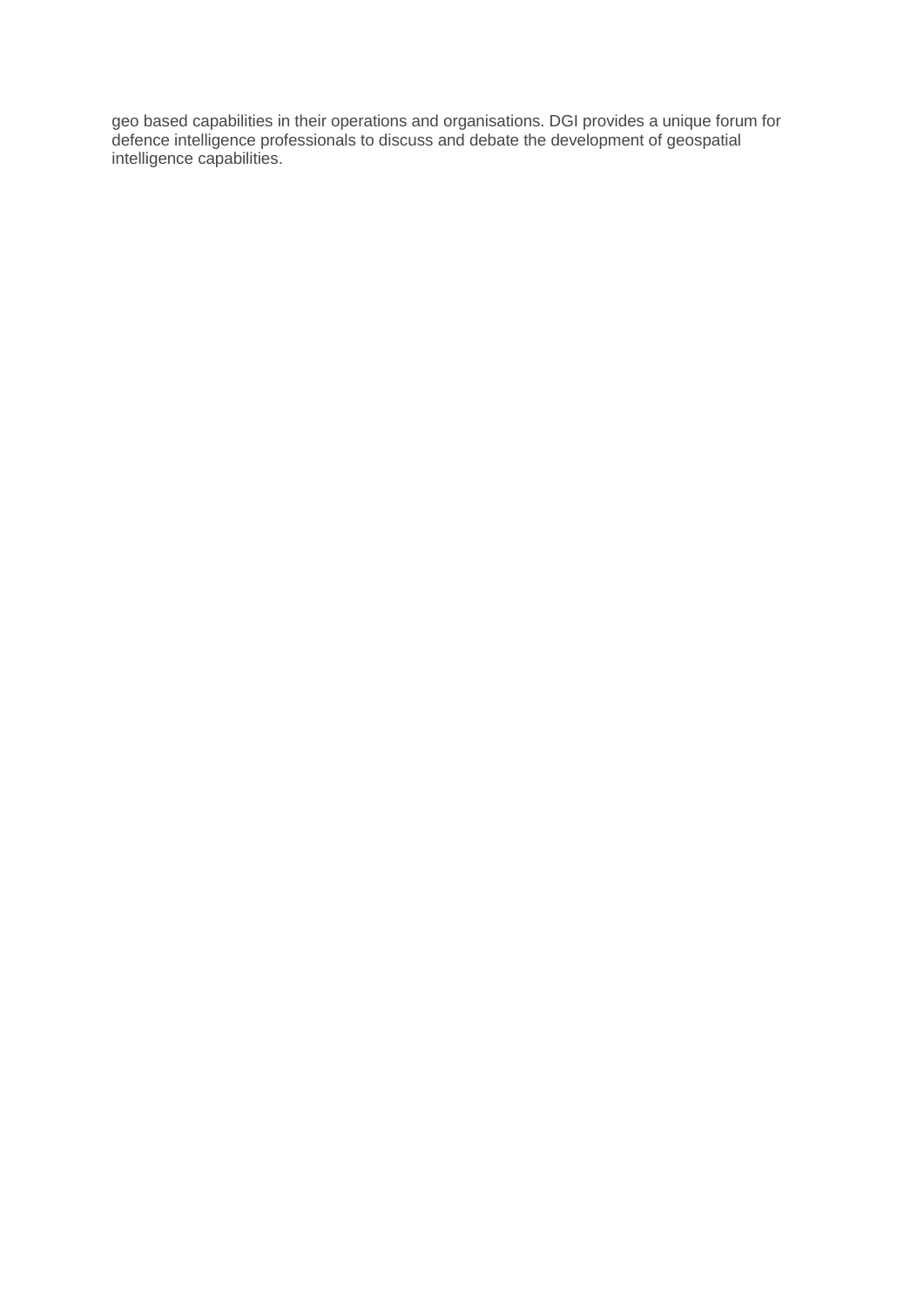geo based capabilities in their operations and organisations. DGI provides a unique forum for defence intelligence professionals to discuss and debate the development of geospatial intelligence capabilities.